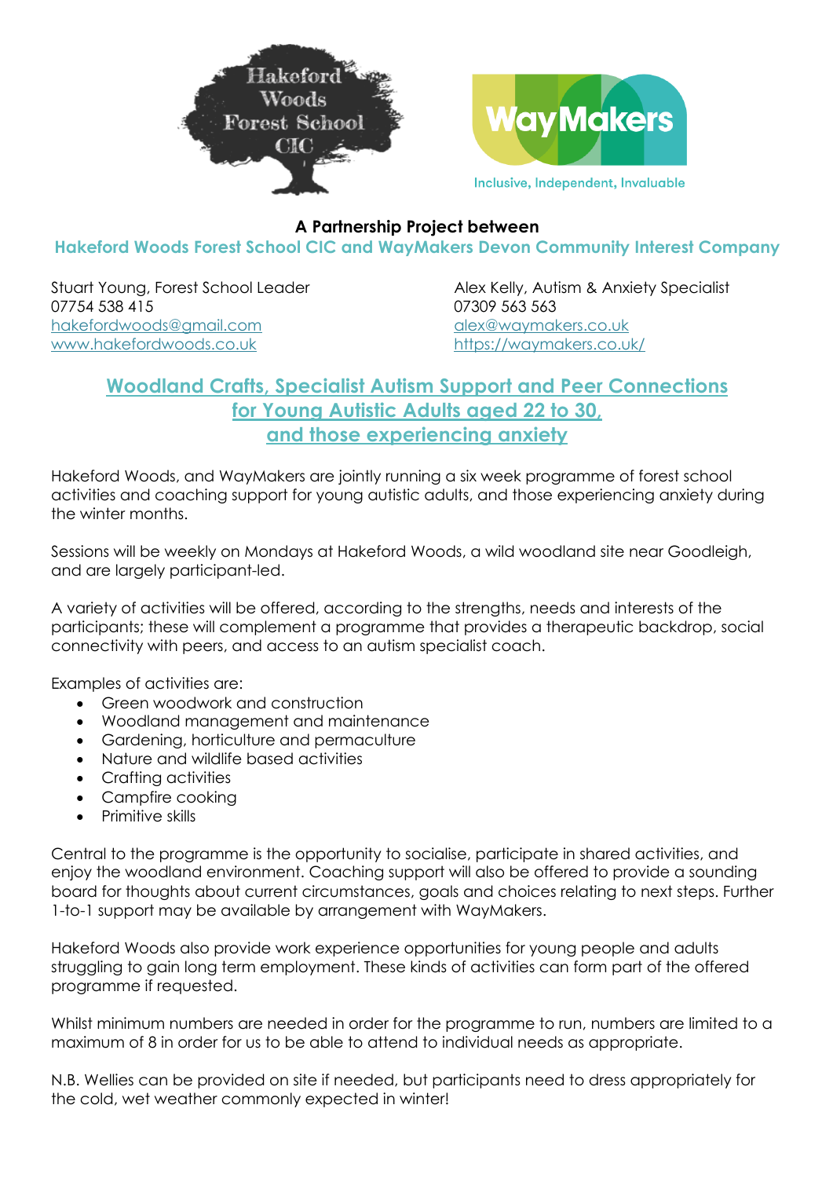Hakeford Woods Forest School CIC

WayMakers

Inclusive, Independent, Invaluable

**A Partnership Project between**

**Hakeford Woods Forest School CIC and WayMakers Devon Community Interest Company**

Stuart Young, Forest School Leader
07754 538 415
hakefordwoods@gmail.com
www.hakefordwoods.co.uk

Alex Kelly, Autism & Anxiety Specialist
07309 563 563
alex@waymakers.co.uk
https://waymakers.co.uk/

## Woodland Crafts, Specialist Autism Support and Peer Connections for Young Autistic Adults aged 22 to 30, and those experiencing anxiety

Hakeford Woods, and WayMakers are jointly running a six week programme of forest school activities and coaching support for young autistic adults, and those experiencing anxiety during the winter months.

Sessions will be weekly on Mondays at Hakeford Woods, a wild woodland site near Goodleigh, and are largely participant-led.

A variety of activities will be offered, according to the strengths, needs and interests of the participants; these will complement a programme that provides a therapeutic backdrop, social connectivity with peers, and access to an autism specialist coach.

Examples of activities are:

- Green woodwork and construction
- Woodland management and maintenance
- Gardening, horticulture and permaculture
- Nature and wildlife based activities
- Crafting activities
- Campfire cooking
- Primitive skills

Central to the programme is the opportunity to socialise, participate in shared activities, and enjoy the woodland environment. Coaching support will also be offered to provide a sounding board for thoughts about current circumstances, goals and choices relating to next steps. Further 1-to-1 support may be available by arrangement with WayMakers.

Hakeford Woods also provide work experience opportunities for young people and adults struggling to gain long term employment. These kinds of activities can form part of the offered programme if requested.

Whilst minimum numbers are needed in order for the programme to run, numbers are limited to a maximum of 8 in order for us to be able to attend to individual needs as appropriate.

N.B. Wellies can be provided on site if needed, but participants need to dress appropriately for the cold, wet weather commonly expected in winter!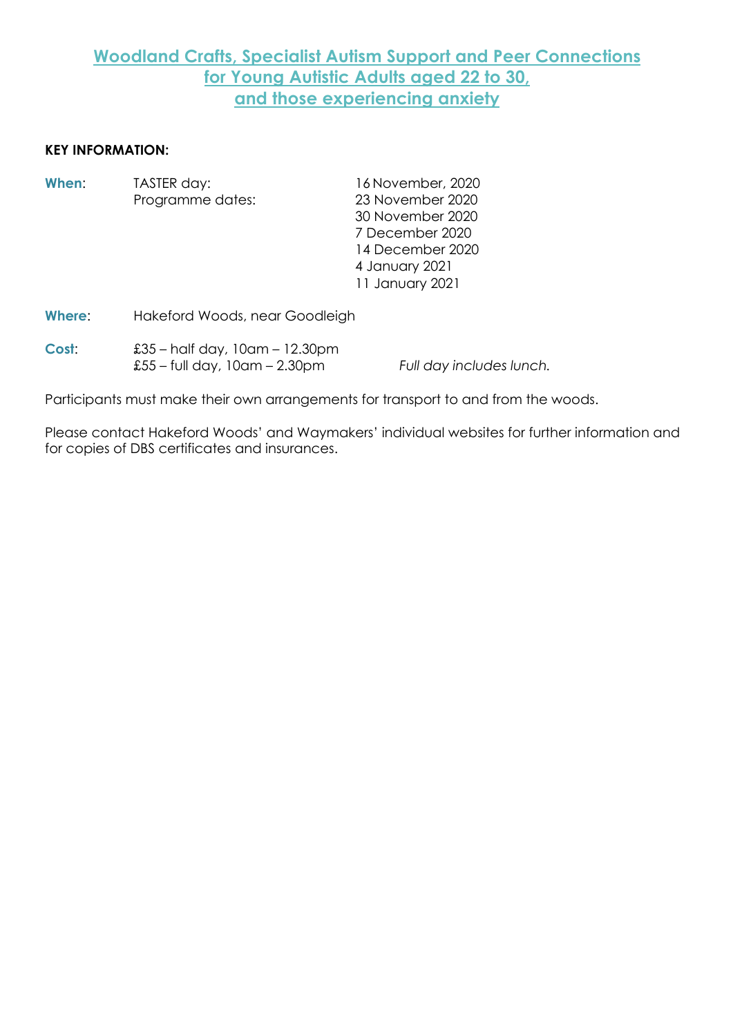## Woodland Crafts, Specialist Autism Support and Peer Connections for Young Autistic Adults aged 22 to 30, and those experiencing anxiety

**KEY INFORMATION:**

| | | |
|---|---|---|
| **When**: | TASTER day: | 16 November, 2020 |
| | Programme dates: | 23 November 2020 |
| | | 30 November 2020 |
| | | 7 December 2020 |
| | | 14 December 2020 |
| | | 4 January 2021 |
| | | 11 January 2021 |

**Where**: Hakeford Woods, near Goodleigh

**Cost**: £35 – half day, 10am – 12.30pm
£55 – full day, 10am – 2.30pm *Full day includes lunch.*

Participants must make their own arrangements for transport to and from the woods.

Please contact Hakeford Woods' and Waymakers' individual websites for further information and for copies of DBS certificates and insurances.